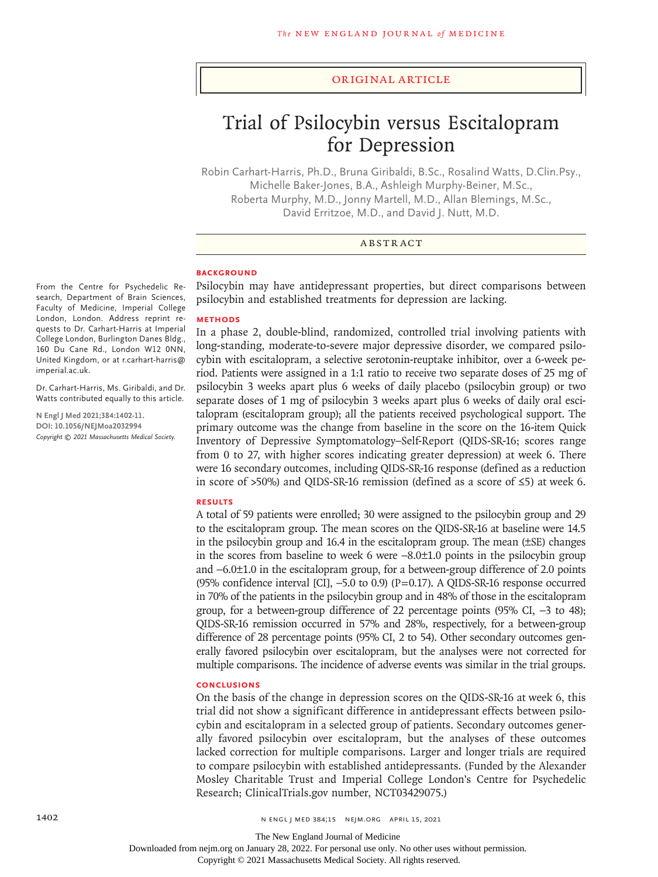Original Article

# Trial of Psilocybin versus Escitalopram for Depression

Robin Carhart-Harris, Ph.D., Bruna Giribaldi, B.Sc., Rosalind Watts, D.Clin.Psy., Michelle Baker-Jones, B.A., Ashleigh Murphy-Beiner, M.Sc., Roberta Murphy, M.D., Jonny Martell, M.D., Allan Blemings, M.Sc., David Erritzoe, M.D., and David J. Nutt, M.D.

## Abstract

### Background

Psilocybin may have antidepressant properties, but direct comparisons between psilocybin and established treatments for depression are lacking.

### Methods

In a phase 2, double-blind, randomized, controlled trial involving patients with long-standing, moderate-to-severe major depressive disorder, we compared psilocybin with escitalopram, a selective serotonin-reuptake inhibitor, over a 6-week period. Patients were assigned in a 1:1 ratio to receive two separate doses of 25 mg of psilocybin 3 weeks apart plus 6 weeks of daily placebo (psilocybin group) or two separate doses of 1 mg of psilocybin 3 weeks apart plus 6 weeks of daily oral escitalopram (escitalopram group); all the patients received psychological support. The primary outcome was the change from baseline in the score on the 16-item Quick Inventory of Depressive Symptomatology–Self-Report (QIDS-SR-16; scores range from 0 to 27, with higher scores indicating greater depression) at week 6. There were 16 secondary outcomes, including QIDS-SR-16 response (defined as a reduction in score of >50%) and QIDS-SR-16 remission (defined as a score of ≤5) at week 6.

### Results

A total of 59 patients were enrolled; 30 were assigned to the psilocybin group and 29 to the escitalopram group. The mean scores on the QIDS-SR-16 at baseline were 14.5 in the psilocybin group and 16.4 in the escitalopram group. The mean (±SE) changes in the scores from baseline to week 6 were −8.0±1.0 points in the psilocybin group and −6.0±1.0 in the escitalopram group, for a between-group difference of 2.0 points (95% confidence interval [CI], −5.0 to 0.9) (P=0.17). A QIDS-SR-16 response occurred in 70% of the patients in the psilocybin group and in 48% of those in the escitalopram group, for a between-group difference of 22 percentage points (95% CI, −3 to 48); QIDS-SR-16 remission occurred in 57% and 28%, respectively, for a between-group difference of 28 percentage points (95% CI, 2 to 54). Other secondary outcomes generally favored psilocybin over escitalopram, but the analyses were not corrected for multiple comparisons. The incidence of adverse events was similar in the trial groups.

### Conclusions

On the basis of the change in depression scores on the QIDS-SR-16 at week 6, this trial did not show a significant difference in antidepressant effects between psilocybin and escitalopram in a selected group of patients. Secondary outcomes generally favored psilocybin over escitalopram, but the analyses of these outcomes lacked correction for multiple comparisons. Larger and longer trials are required to compare psilocybin with established antidepressants. (Funded by the Alexander Mosley Charitable Trust and Imperial College London's Centre for Psychedelic Research; ClinicalTrials.gov number, NCT03429075.)

From the Centre for Psychedelic Research, Department of Brain Sciences, Faculty of Medicine, Imperial College London, London. Address reprint requests to Dr. Carhart-Harris at Imperial College London, Burlington Danes Bldg., 160 Du Cane Rd., London W12 0NN, United Kingdom, or at r.carhart-harris@imperial.ac.uk.

Dr. Carhart-Harris, Ms. Giribaldi, and Dr. Watts contributed equally to this article.

N Engl J Med 2021;384:1402-11.
DOI: 10.1056/NEJMoa2032994
Copyright © 2021 Massachusetts Medical Society.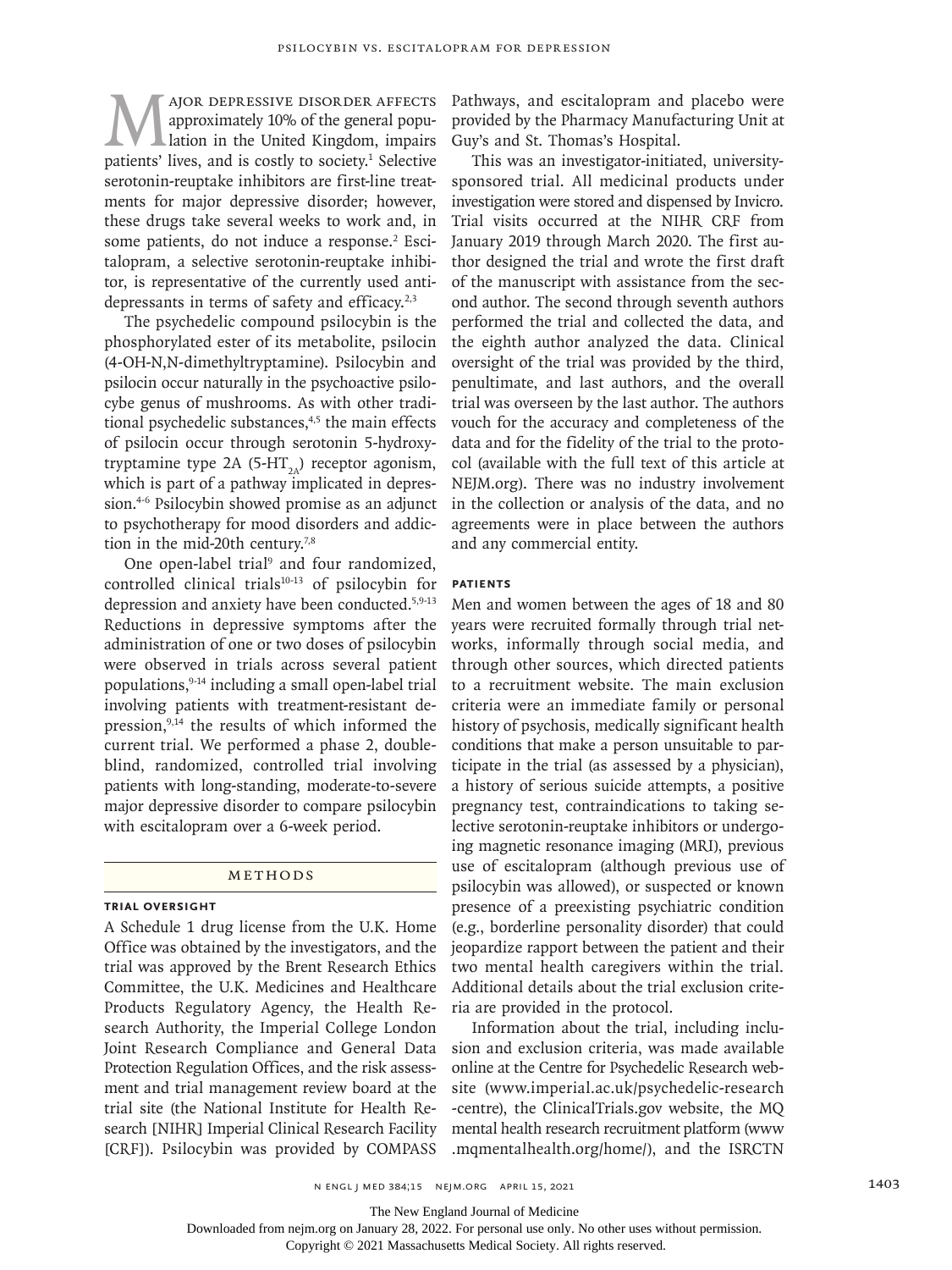Major depressive disorder affects approximately 10% of the general population in the United Kingdom, impairs patients' lives, and is costly to society.[1] Selective serotonin-reuptake inhibitors are first-line treatments for major depressive disorder; however, these drugs take several weeks to work and, in some patients, do not induce a response.[2] Escitalopram, a selective serotonin-reuptake inhibitor, is representative of the currently used antidepressants in terms of safety and efficacy.[2,3]

The psychedelic compound psilocybin is the phosphorylated ester of its metabolite, psilocin (4-OH-N,N-dimethyltryptamine). Psilocybin and psilocin occur naturally in the psychoactive psilocybe genus of mushrooms. As with other traditional psychedelic substances,[4,5] the main effects of psilocin occur through serotonin 5-hydroxytryptamine type 2A ($5\text{-HT}_{2A}$) receptor agonism, which is part of a pathway implicated in depression.[4-6] Psilocybin showed promise as an adjunct to psychotherapy for mood disorders and addiction in the mid-20th century.[7,8]

One open-label trial[9] and four randomized, controlled clinical trials[10-13] of psilocybin for depression and anxiety have been conducted.[5,9-13] Reductions in depressive symptoms after the administration of one or two doses of psilocybin were observed in trials across several patient populations,[9-14] including a small open-label trial involving patients with treatment-resistant depression,[9,14] the results of which informed the current trial. We performed a phase 2, double-blind, randomized, controlled trial involving patients with long-standing, moderate-to-severe major depressive disorder to compare psilocybin with escitalopram over a 6-week period.

## Methods

### Trial Oversight

A Schedule 1 drug license from the U.K. Home Office was obtained by the investigators, and the trial was approved by the Brent Research Ethics Committee, the U.K. Medicines and Healthcare Products Regulatory Agency, the Health Research Authority, the Imperial College London Joint Research Compliance and General Data Protection Regulation Offices, and the risk assessment and trial management review board at the trial site (the National Institute for Health Research [NIHR] Imperial Clinical Research Facility [CRF]). Psilocybin was provided by COMPASS Pathways, and escitalopram and placebo were provided by the Pharmacy Manufacturing Unit at Guy's and St. Thomas's Hospital.

This was an investigator-initiated, university-sponsored trial. All medicinal products under investigation were stored and dispensed by Invicro. Trial visits occurred at the NIHR CRF from January 2019 through March 2020. The first author designed the trial and wrote the first draft of the manuscript with assistance from the second author. The second through seventh authors performed the trial and collected the data, and the eighth author analyzed the data. Clinical oversight of the trial was provided by the third, penultimate, and last authors, and the overall trial was overseen by the last author. The authors vouch for the accuracy and completeness of the data and for the fidelity of the trial to the protocol (available with the full text of this article at NEJM.org). There was no industry involvement in the collection or analysis of the data, and no agreements were in place between the authors and any commercial entity.

### Patients

Men and women between the ages of 18 and 80 years were recruited formally through trial networks, informally through social media, and through other sources, which directed patients to a recruitment website. The main exclusion criteria were an immediate family or personal history of psychosis, medically significant health conditions that make a person unsuitable to participate in the trial (as assessed by a physician), a history of serious suicide attempts, a positive pregnancy test, contraindications to taking selective serotonin-reuptake inhibitors or undergoing magnetic resonance imaging (MRI), previous use of escitalopram (although previous use of psilocybin was allowed), or suspected or known presence of a preexisting psychiatric condition (e.g., borderline personality disorder) that could jeopardize rapport between the patient and their two mental health caregivers within the trial. Additional details about the trial exclusion criteria are provided in the protocol.

Information about the trial, including inclusion and exclusion criteria, was made available online at the Centre for Psychedelic Research website (www.imperial.ac.uk/psychedelic-research-centre), the ClinicalTrials.gov website, the MQ mental health research recruitment platform (www.mqmentalhealth.org/home/), and the ISRCTN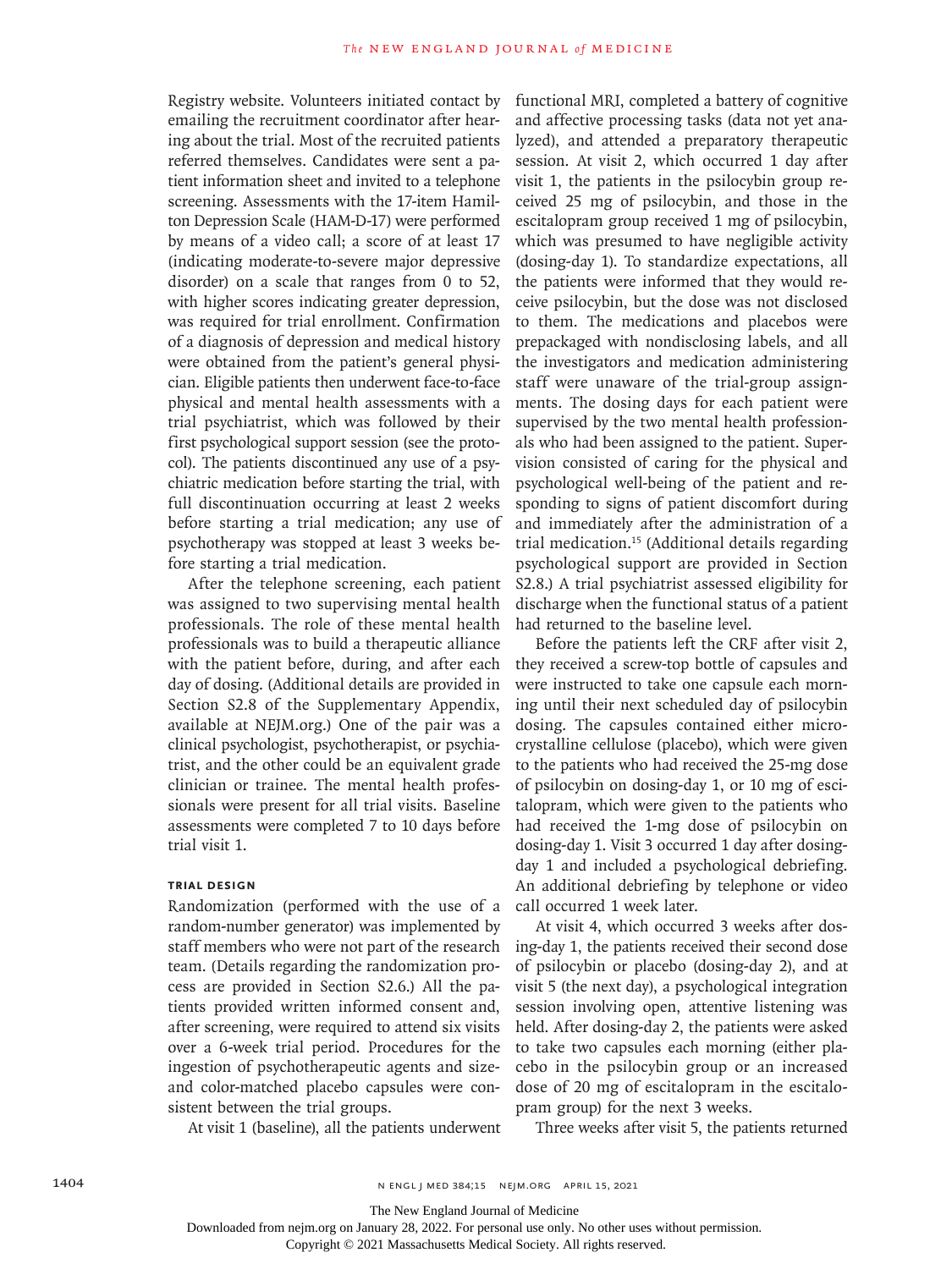Registry website. Volunteers initiated contact by emailing the recruitment coordinator after hearing about the trial. Most of the recruited patients referred themselves. Candidates were sent a patient information sheet and invited to a telephone screening. Assessments with the 17-item Hamilton Depression Scale (HAM-D-17) were performed by means of a video call; a score of at least 17 (indicating moderate-to-severe major depressive disorder) on a scale that ranges from 0 to 52, with higher scores indicating greater depression, was required for trial enrollment. Confirmation of a diagnosis of depression and medical history were obtained from the patient's general physician. Eligible patients then underwent face-to-face physical and mental health assessments with a trial psychiatrist, which was followed by their first psychological support session (see the protocol). The patients discontinued any use of a psychiatric medication before starting the trial, with full discontinuation occurring at least 2 weeks before starting a trial medication; any use of psychotherapy was stopped at least 3 weeks before starting a trial medication.

After the telephone screening, each patient was assigned to two supervising mental health professionals. The role of these mental health professionals was to build a therapeutic alliance with the patient before, during, and after each day of dosing. (Additional details are provided in Section S2.8 of the Supplementary Appendix, available at NEJM.org.) One of the pair was a clinical psychologist, psychotherapist, or psychiatrist, and the other could be an equivalent grade clinician or trainee. The mental health professionals were present for all trial visits. Baseline assessments were completed 7 to 10 days before trial visit 1.

### Trial Design

Randomization (performed with the use of a random-number generator) was implemented by staff members who were not part of the research team. (Details regarding the randomization process are provided in Section S2.6.) All the patients provided written informed consent and, after screening, were required to attend six visits over a 6-week trial period. Procedures for the ingestion of psychotherapeutic agents and size- and color-matched placebo capsules were consistent between the trial groups.

At visit 1 (baseline), all the patients underwent functional MRI, completed a battery of cognitive and affective processing tasks (data not yet analyzed), and attended a preparatory therapeutic session. At visit 2, which occurred 1 day after visit 1, the patients in the psilocybin group received 25 mg of psilocybin, and those in the escitalopram group received 1 mg of psilocybin, which was presumed to have negligible activity (dosing-day 1). To standardize expectations, all the patients were informed that they would receive psilocybin, but the dose was not disclosed to them. The medications and placebos were prepackaged with nondisclosing labels, and all the investigators and medication administering staff were unaware of the trial-group assignments. The dosing days for each patient were supervised by the two mental health professionals who had been assigned to the patient. Supervision consisted of caring for the physical and psychological well-being of the patient and responding to signs of patient discomfort during and immediately after the administration of a trial medication.[15] (Additional details regarding psychological support are provided in Section S2.8.) A trial psychiatrist assessed eligibility for discharge when the functional status of a patient had returned to the baseline level.

Before the patients left the CRF after visit 2, they received a screw-top bottle of capsules and were instructed to take one capsule each morning until their next scheduled day of psilocybin dosing. The capsules contained either microcrystalline cellulose (placebo), which were given to the patients who had received the 25-mg dose of psilocybin on dosing-day 1, or 10 mg of escitalopram, which were given to the patients who had received the 1-mg dose of psilocybin on dosing-day 1. Visit 3 occurred 1 day after dosing-day 1 and included a psychological debriefing. An additional debriefing by telephone or video call occurred 1 week later.

At visit 4, which occurred 3 weeks after dosing-day 1, the patients received their second dose of psilocybin or placebo (dosing-day 2), and at visit 5 (the next day), a psychological integration session involving open, attentive listening was held. After dosing-day 2, the patients were asked to take two capsules each morning (either placebo in the psilocybin group or an increased dose of 20 mg of escitalopram in the escitalopram group) for the next 3 weeks.

Three weeks after visit 5, the patients returned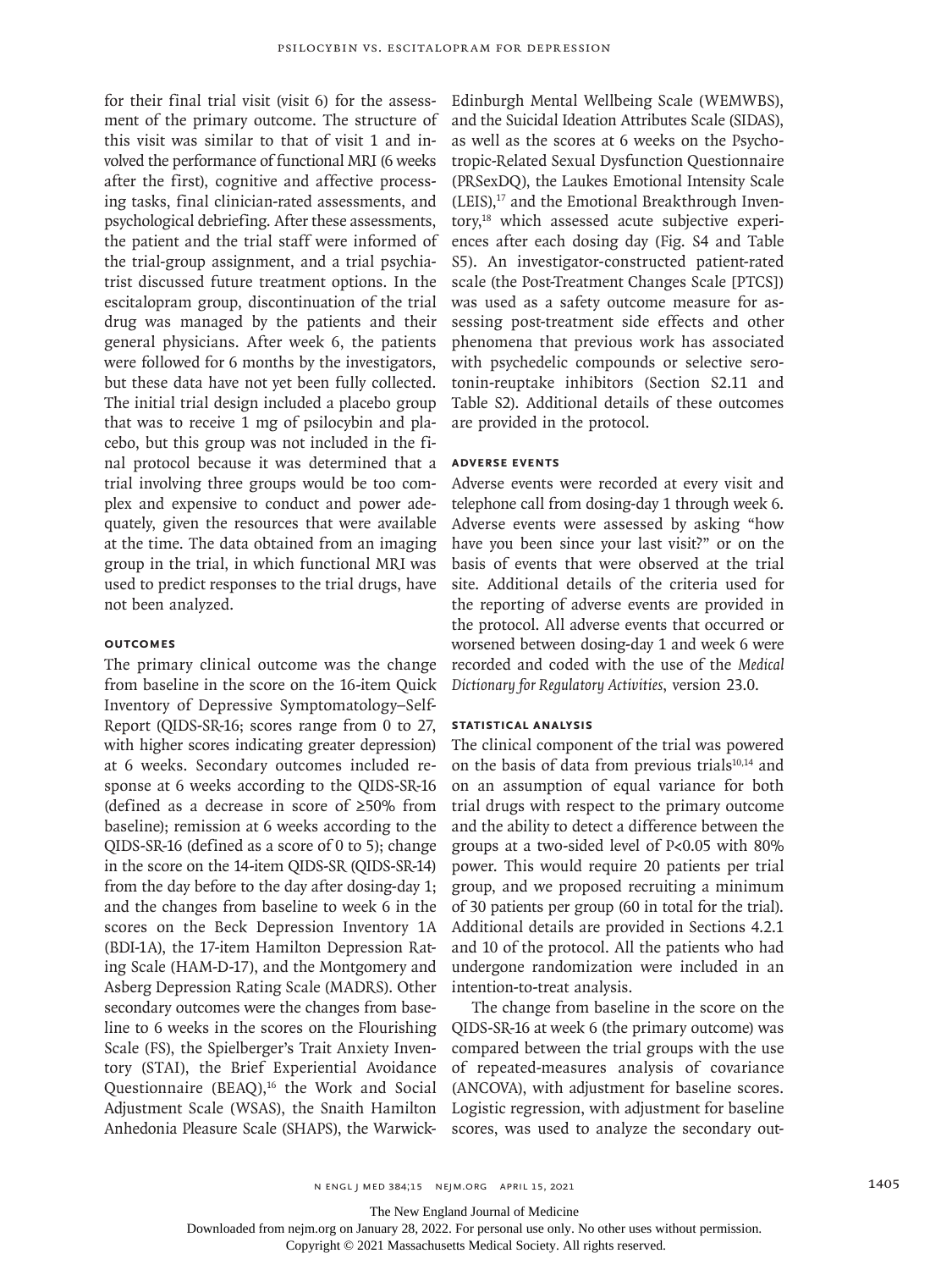for their final trial visit (visit 6) for the assessment of the primary outcome. The structure of this visit was similar to that of visit 1 and involved the performance of functional MRI (6 weeks after the first), cognitive and affective processing tasks, final clinician-rated assessments, and psychological debriefing. After these assessments, the patient and the trial staff were informed of the trial-group assignment, and a trial psychiatrist discussed future treatment options. In the escitalopram group, discontinuation of the trial drug was managed by the patients and their general physicians. After week 6, the patients were followed for 6 months by the investigators, but these data have not yet been fully collected. The initial trial design included a placebo group that was to receive 1 mg of psilocybin and placebo, but this group was not included in the final protocol because it was determined that a trial involving three groups would be too complex and expensive to conduct and power adequately, given the resources that were available at the time. The data obtained from an imaging group in the trial, in which functional MRI was used to predict responses to the trial drugs, have not been analyzed.

### Outcomes

The primary clinical outcome was the change from baseline in the score on the 16-item Quick Inventory of Depressive Symptomatology–Self-Report (QIDS-SR-16; scores range from 0 to 27, with higher scores indicating greater depression) at 6 weeks. Secondary outcomes included response at 6 weeks according to the QIDS-SR-16 (defined as a decrease in score of ≥50% from baseline); remission at 6 weeks according to the QIDS-SR-16 (defined as a score of 0 to 5); change in the score on the 14-item QIDS-SR (QIDS-SR-14) from the day before to the day after dosing-day 1; and the changes from baseline to week 6 in the scores on the Beck Depression Inventory 1A (BDI-1A), the 17-item Hamilton Depression Rating Scale (HAM-D-17), and the Montgomery and Asberg Depression Rating Scale (MADRS). Other secondary outcomes were the changes from baseline to 6 weeks in the scores on the Flourishing Scale (FS), the Spielberger's Trait Anxiety Inventory (STAI), the Brief Experiential Avoidance Questionnaire (BEAQ),[16] the Work and Social Adjustment Scale (WSAS), the Snaith Hamilton Anhedonia Pleasure Scale (SHAPS), the Warwick-Edinburgh Mental Wellbeing Scale (WEMWBS), and the Suicidal Ideation Attributes Scale (SIDAS), as well as the scores at 6 weeks on the Psychotropic-Related Sexual Dysfunction Questionnaire (PRSexDQ), the Laukes Emotional Intensity Scale (LEIS),[17] and the Emotional Breakthrough Inventory,[18] which assessed acute subjective experiences after each dosing day (Fig. S4 and Table S5). An investigator-constructed patient-rated scale (the Post-Treatment Changes Scale [PTCS]) was used as a safety outcome measure for assessing post-treatment side effects and other phenomena that previous work has associated with psychedelic compounds or selective serotonin-reuptake inhibitors (Section S2.11 and Table S2). Additional details of these outcomes are provided in the protocol.

### Adverse Events

Adverse events were recorded at every visit and telephone call from dosing-day 1 through week 6. Adverse events were assessed by asking "how have you been since your last visit?" or on the basis of events that were observed at the trial site. Additional details of the criteria used for the reporting of adverse events are provided in the protocol. All adverse events that occurred or worsened between dosing-day 1 and week 6 were recorded and coded with the use of the *Medical Dictionary for Regulatory Activities*, version 23.0.

### Statistical Analysis

The clinical component of the trial was powered on the basis of data from previous trials[10,14] and on an assumption of equal variance for both trial drugs with respect to the primary outcome and the ability to detect a difference between the groups at a two-sided level of $P<0.05$ with 80% power. This would require 20 patients per trial group, and we proposed recruiting a minimum of 30 patients per group (60 in total for the trial). Additional details are provided in Sections 4.2.1 and 10 of the protocol. All the patients who had undergone randomization were included in an intention-to-treat analysis.

The change from baseline in the score on the QIDS-SR-16 at week 6 (the primary outcome) was compared between the trial groups with the use of repeated-measures analysis of covariance (ANCOVA), with adjustment for baseline scores. Logistic regression, with adjustment for baseline scores, was used to analyze the secondary out-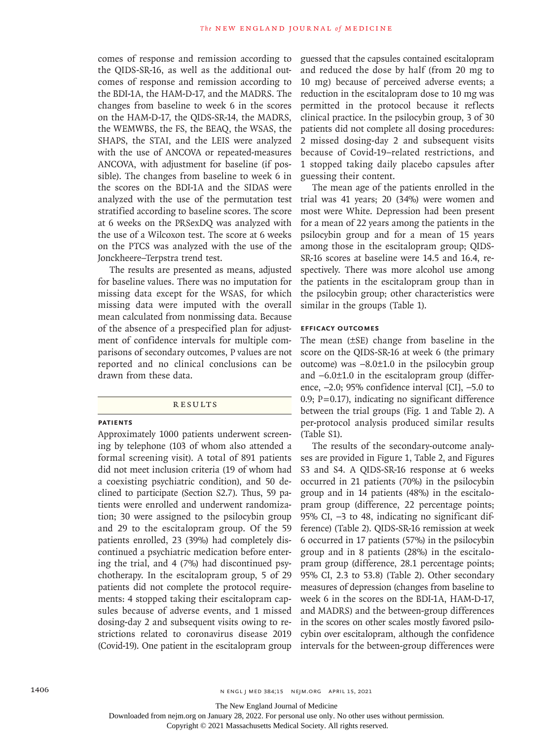comes of response and remission according to the QIDS-SR-16, as well as the additional outcomes of response and remission according to the BDI-1A, the HAM-D-17, and the MADRS. The changes from baseline to week 6 in the scores on the HAM-D-17, the QIDS-SR-14, the MADRS, the WEMWBS, the FS, the BEAQ, the WSAS, the SHAPS, the STAI, and the LEIS were analyzed with the use of ANCOVA or repeated-measures ANCOVA, with adjustment for baseline (if possible). The changes from baseline to week 6 in the scores on the BDI-1A and the SIDAS were analyzed with the use of the permutation test stratified according to baseline scores. The score at 6 weeks on the PRSexDQ was analyzed with the use of a Wilcoxon test. The score at 6 weeks on the PTCS was analyzed with the use of the Jonckheere–Terpstra trend test.

The results are presented as means, adjusted for baseline values. There was no imputation for missing data except for the WSAS, for which missing data were imputed with the overall mean calculated from nonmissing data. Because of the absence of a prespecified plan for adjustment of confidence intervals for multiple comparisons of secondary outcomes, P values are not reported and no clinical conclusions can be drawn from these data.

## Results

### Patients

Approximately 1000 patients underwent screening by telephone (103 of whom also attended a formal screening visit). A total of 891 patients did not meet inclusion criteria (19 of whom had a coexisting psychiatric condition), and 50 declined to participate (Section S2.7). Thus, 59 patients were enrolled and underwent randomization; 30 were assigned to the psilocybin group and 29 to the escitalopram group. Of the 59 patients enrolled, 23 (39%) had completely discontinued a psychiatric medication before entering the trial, and 4 (7%) had discontinued psychotherapy. In the escitalopram group, 5 of 29 patients did not complete the protocol requirements: 4 stopped taking their escitalopram capsules because of adverse events, and 1 missed dosing-day 2 and subsequent visits owing to restrictions related to coronavirus disease 2019 (Covid-19). One patient in the escitalopram group guessed that the capsules contained escitalopram and reduced the dose by half (from 20 mg to 10 mg) because of perceived adverse events; a reduction in the escitalopram dose to 10 mg was permitted in the protocol because it reflects clinical practice. In the psilocybin group, 3 of 30 patients did not complete all dosing procedures: 2 missed dosing-day 2 and subsequent visits because of Covid-19–related restrictions, and 1 stopped taking daily placebo capsules after guessing their content.

The mean age of the patients enrolled in the trial was 41 years; 20 (34%) were women and most were White. Depression had been present for a mean of 22 years among the patients in the psilocybin group and for a mean of 15 years among those in the escitalopram group; QIDS-SR-16 scores at baseline were 14.5 and 16.4, respectively. There was more alcohol use among the patients in the escitalopram group than in the psilocybin group; other characteristics were similar in the groups (Table 1).

### Efficacy Outcomes

The mean (±SE) change from baseline in the score on the QIDS-SR-16 at week 6 (the primary outcome) was −8.0±1.0 in the psilocybin group and −6.0±1.0 in the escitalopram group (difference, −2.0; 95% confidence interval [CI], −5.0 to 0.9; P=0.17), indicating no significant difference between the trial groups (Fig. 1 and Table 2). A per-protocol analysis produced similar results (Table S1).

The results of the secondary-outcome analyses are provided in Figure 1, Table 2, and Figures S3 and S4. A QIDS-SR-16 response at 6 weeks occurred in 21 patients (70%) in the psilocybin group and in 14 patients (48%) in the escitalopram group (difference, 22 percentage points; 95% CI, −3 to 48, indicating no significant difference) (Table 2). QIDS-SR-16 remission at week 6 occurred in 17 patients (57%) in the psilocybin group and in 8 patients (28%) in the escitalopram group (difference, 28.1 percentage points; 95% CI, 2.3 to 53.8) (Table 2). Other secondary measures of depression (changes from baseline to week 6 in the scores on the BDI-1A, HAM-D-17, and MADRS) and the between-group differences in the scores on other scales mostly favored psilocybin over escitalopram, although the confidence intervals for the between-group differences were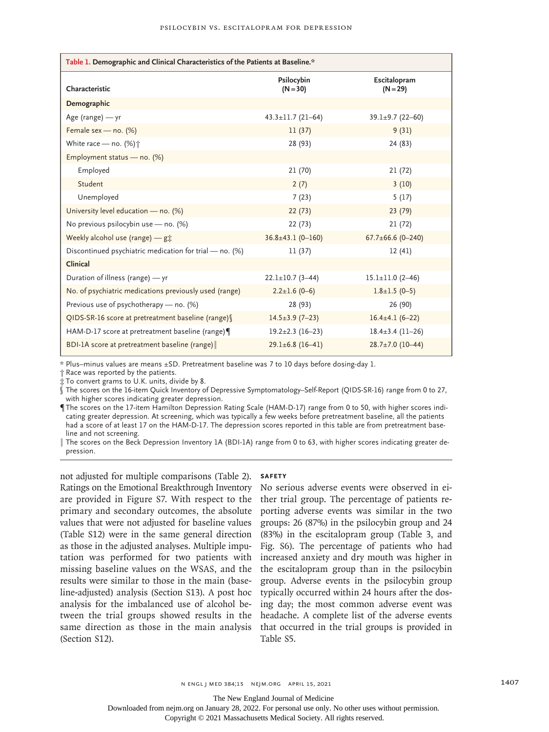**Table 1. Demographic and Clinical Characteristics of the Patients at Baseline.***

| Characteristic | Psilocybin (N=30) | Escitalopram (N=29) |
|---|---|---|
| **Demographic** | | |
| Age (range) — yr | 43.3±11.7 (21–64) | 39.1±9.7 (22–60) |
| Female sex — no. (%) | 11 (37) | 9 (31) |
| White race — no. (%)† | 28 (93) | 24 (83) |
| Employment status — no. (%) | | |
| Employed | 21 (70) | 21 (72) |
| Student | 2 (7) | 3 (10) |
| Unemployed | 7 (23) | 5 (17) |
| University level education — no. (%) | 22 (73) | 23 (79) |
| No previous psilocybin use — no. (%) | 22 (73) | 21 (72) |
| Weekly alcohol use (range) — g‡ | 36.8±43.1 (0–160) | 67.7±66.6 (0–240) |
| Discontinued psychiatric medication for trial — no. (%) | 11 (37) | 12 (41) |
| **Clinical** | | |
| Duration of illness (range) — yr | 22.1±10.7 (3–44) | 15.1±11.0 (2–46) |
| No. of psychiatric medications previously used (range) | 2.2±1.6 (0–6) | 1.8±1.5 (0–5) |
| Previous use of psychotherapy — no. (%) | 28 (93) | 26 (90) |
| QIDS-SR-16 score at pretreatment baseline (range)§ | 14.5±3.9 (7–23) | 16.4±4.1 (6–22) |
| HAM-D-17 score at pretreatment baseline (range)¶ | 19.2±2.3 (16–23) | 18.4±3.4 (11–26) |
| BDI-1A score at pretreatment baseline (range)‖ | 29.1±6.8 (16–41) | 28.7±7.0 (10–44) |

\* Plus–minus values are means ±SD. Pretreatment baseline was 7 to 10 days before dosing-day 1.

† Race was reported by the patients.

‡ To convert grams to U.K. units, divide by 8.

§ The scores on the 16-item Quick Inventory of Depressive Symptomatology–Self-Report (QIDS-SR-16) range from 0 to 27, with higher scores indicating greater depression.

¶ The scores on the 17-item Hamilton Depression Rating Scale (HAM-D-17) range from 0 to 50, with higher scores indicating greater depression. At screening, which was typically a few weeks before pretreatment baseline, all the patients had a score of at least 17 on the HAM-D-17. The depression scores reported in this table are from pretreatment baseline and not screening.

‖ The scores on the Beck Depression Inventory 1A (BDI-1A) range from 0 to 63, with higher scores indicating greater depression.

not adjusted for multiple comparisons (Table 2). Ratings on the Emotional Breakthrough Inventory are provided in Figure S7. With respect to the primary and secondary outcomes, the absolute values that were not adjusted for baseline values (Table S12) were in the same general direction as those in the adjusted analyses. Multiple imputation was performed for two patients with missing baseline values on the WSAS, and the results were similar to those in the main (baseline-adjusted) analysis (Section S13). A post hoc analysis for the imbalanced use of alcohol between the trial groups showed results in the same direction as those in the main analysis (Section S12).

### SAFETY

No serious adverse events were observed in either trial group. The percentage of patients reporting adverse events was similar in the two groups: 26 (87%) in the psilocybin group and 24 (83%) in the escitalopram group (Table 3, and Fig. S6). The percentage of patients who had increased anxiety and dry mouth was higher in the escitalopram group than in the psilocybin group. Adverse events in the psilocybin group typically occurred within 24 hours after the dosing day; the most common adverse event was headache. A complete list of the adverse events that occurred in the trial groups is provided in Table S5.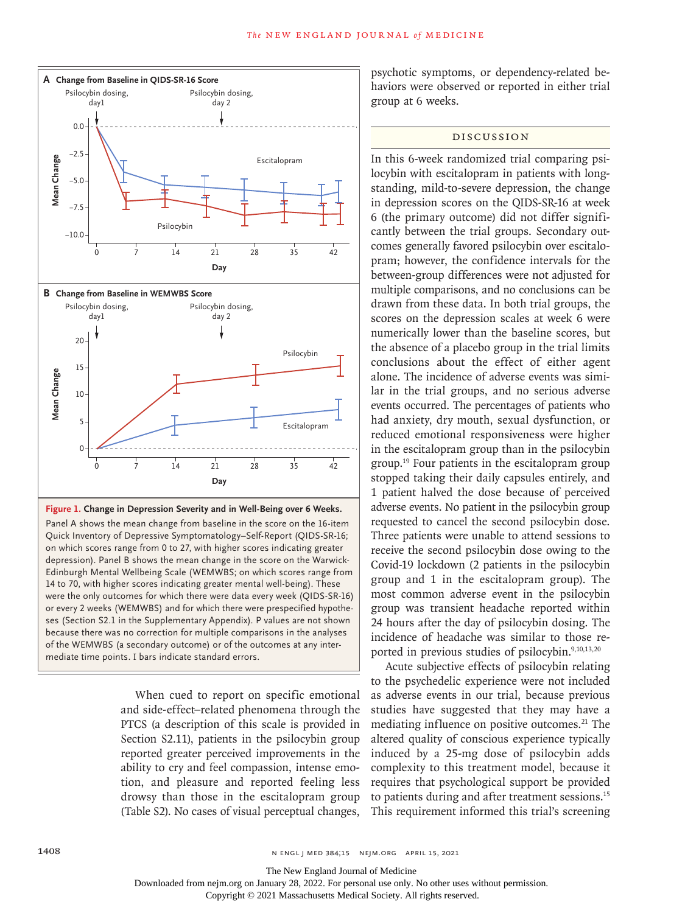**Figure 1. Change in Depression Severity and in Well-Being over 6 Weeks.**

Panel A shows the mean change from baseline in the score on the 16-item Quick Inventory of Depressive Symptomatology–Self-Report (QIDS-SR-16; on which scores range from 0 to 27, with higher scores indicating greater depression). Panel B shows the mean change in the score on the Warwick-Edinburgh Mental Wellbeing Scale (WEMWBS; on which scores range from 14 to 70, with higher scores indicating greater mental well-being). These were the only outcomes for which there were data every week (QIDS-SR-16) or every 2 weeks (WEMWBS) and for which there were prespecified hypotheses (Section S2.1 in the Supplementary Appendix). P values are not shown because there was no correction for multiple comparisons in the analyses of the WEMWBS (a secondary outcome) or of the outcomes at any intermediate time points. I bars indicate standard errors.

When cued to report on specific emotional and side-effect–related phenomena through the PTCS (a description of this scale is provided in Section S2.11), patients in the psilocybin group reported greater perceived improvements in the ability to cry and feel compassion, intense emotion, and pleasure and reported feeling less drowsy than those in the escitalopram group (Table S2). No cases of visual perceptual changes, psychotic symptoms, or dependency-related behaviors were observed or reported in either trial group at 6 weeks.

## DISCUSSION

In this 6-week randomized trial comparing psilocybin with escitalopram in patients with long-standing, mild-to-severe depression, the change in depression scores on the QIDS-SR-16 at week 6 (the primary outcome) did not differ significantly between the trial groups. Secondary outcomes generally favored psilocybin over escitalopram; however, the confidence intervals for the between-group differences were not adjusted for multiple comparisons, and no conclusions can be drawn from these data. In both trial groups, the scores on the depression scales at week 6 were numerically lower than the baseline scores, but the absence of a placebo group in the trial limits conclusions about the effect of either agent alone. The incidence of adverse events was similar in the trial groups, and no serious adverse events occurred. The percentages of patients who had anxiety, dry mouth, sexual dysfunction, or reduced emotional responsiveness were higher in the escitalopram group than in the psilocybin group.[19] Four patients in the escitalopram group stopped taking their daily capsules entirely, and 1 patient halved the dose because of perceived adverse events. No patient in the psilocybin group requested to cancel the second psilocybin dose. Three patients were unable to attend sessions to receive the second psilocybin dose owing to the Covid-19 lockdown (2 patients in the psilocybin group and 1 in the escitalopram group). The most common adverse event in the psilocybin group was transient headache reported within 24 hours after the day of psilocybin dosing. The incidence of headache was similar to those reported in previous studies of psilocybin.[9,10,13,20]

Acute subjective effects of psilocybin relating to the psychedelic experience were not included as adverse events in our trial, because previous studies have suggested that they may have a mediating influence on positive outcomes.[21] The altered quality of conscious experience typically induced by a 25-mg dose of psilocybin adds complexity to this treatment model, because it requires that psychological support be provided to patients during and after treatment sessions.[15] This requirement informed this trial's screening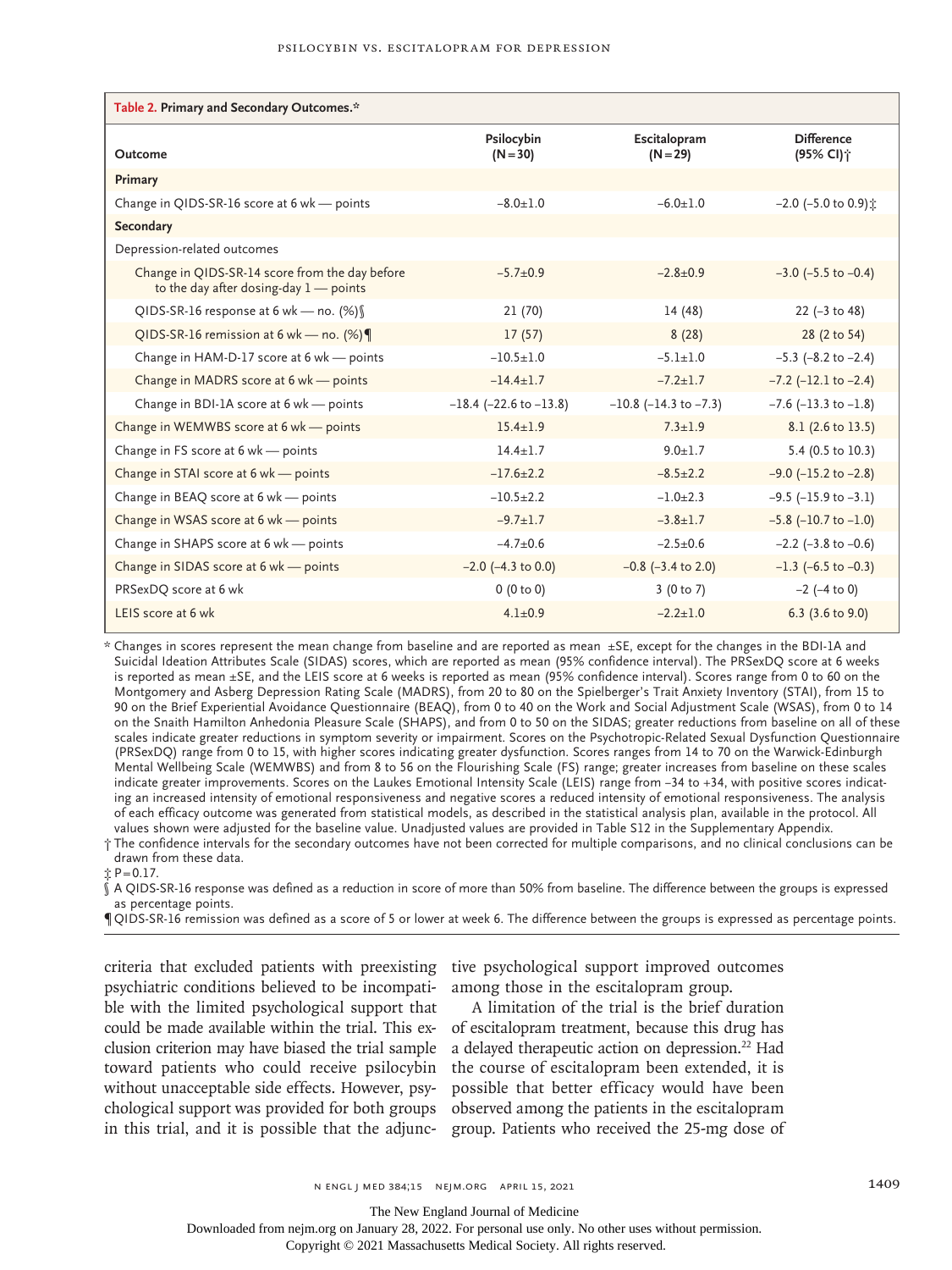**Table 2. Primary and Secondary Outcomes.***

| Outcome | Psilocybin (N=30) | Escitalopram (N=29) | Difference (95% CI)† |
|---|---|---|---|
| **Primary** | | | |
| Change in QIDS-SR-16 score at 6 wk — points | −8.0±1.0 | −6.0±1.0 | −2.0 (−5.0 to 0.9)‡ |
| **Secondary** | | | |
| Depression-related outcomes | | | |
| Change in QIDS-SR-14 score from the day before to the day after dosing-day 1 — points | −5.7±0.9 | −2.8±0.9 | −3.0 (−5.5 to −0.4) |
| QIDS-SR-16 response at 6 wk — no. (%)§ | 21 (70) | 14 (48) | 22 (−3 to 48) |
| QIDS-SR-16 remission at 6 wk — no. (%)¶ | 17 (57) | 8 (28) | 28 (2 to 54) |
| Change in HAM-D-17 score at 6 wk — points | −10.5±1.0 | −5.1±1.0 | −5.3 (−8.2 to −2.4) |
| Change in MADRS score at 6 wk — points | −14.4±1.7 | −7.2±1.7 | −7.2 (−12.1 to −2.4) |
| Change in BDI-1A score at 6 wk — points | −18.4 (−22.6 to −13.8) | −10.8 (−14.3 to −7.3) | −7.6 (−13.3 to −1.8) |
| Change in WEMWBS score at 6 wk — points | 15.4±1.9 | 7.3±1.9 | 8.1 (2.6 to 13.5) |
| Change in FS score at 6 wk — points | 14.4±1.7 | 9.0±1.7 | 5.4 (0.5 to 10.3) |
| Change in STAI score at 6 wk — points | −17.6±2.2 | −8.5±2.2 | −9.0 (−15.2 to −2.8) |
| Change in BEAQ score at 6 wk — points | −10.5±2.2 | −1.0±2.3 | −9.5 (−15.9 to −3.1) |
| Change in WSAS score at 6 wk — points | −9.7±1.7 | −3.8±1.7 | −5.8 (−10.7 to −1.0) |
| Change in SHAPS score at 6 wk — points | −4.7±0.6 | −2.5±0.6 | −2.2 (−3.8 to −0.6) |
| Change in SIDAS score at 6 wk — points | −2.0 (−4.3 to 0.0) | −0.8 (−3.4 to 2.0) | −1.3 (−6.5 to −0.3) |
| PRSexDQ score at 6 wk | 0 (0 to 0) | 3 (0 to 7) | −2 (−4 to 0) |
| LEIS score at 6 wk | 4.1±0.9 | −2.2±1.0 | 6.3 (3.6 to 9.0) |

\* Changes in scores represent the mean change from baseline and are reported as mean ±SE, except for the changes in the BDI-1A and Suicidal Ideation Attributes Scale (SIDAS) scores, which are reported as mean (95% confidence interval). The PRSexDQ score at 6 weeks is reported as mean ±SE, and the LEIS score at 6 weeks is reported as mean (95% confidence interval). Scores range from 0 to 60 on the Montgomery and Asberg Depression Rating Scale (MADRS), from 20 to 80 on the Spielberger's Trait Anxiety Inventory (STAI), from 15 to 90 on the Brief Experiential Avoidance Questionnaire (BEAQ), from 0 to 40 on the Work and Social Adjustment Scale (WSAS), from 0 to 14 on the Snaith Hamilton Anhedonia Pleasure Scale (SHAPS), and from 0 to 50 on the SIDAS; greater reductions from baseline on all of these scales indicate greater reductions in symptom severity or impairment. Scores on the Psychotropic-Related Sexual Dysfunction Questionnaire (PRSexDQ) range from 0 to 15, with higher scores indicating greater dysfunction. Scores ranges from 14 to 70 on the Warwick-Edinburgh Mental Wellbeing Scale (WEMWBS) and from 8 to 56 on the Flourishing Scale (FS) range; greater increases from baseline on these scales indicate greater improvements. Scores on the Laukes Emotional Intensity Scale (LEIS) range from −34 to +34, with positive scores indicating an increased intensity of emotional responsiveness and negative scores a reduced intensity of emotional responsiveness. The analysis of each efficacy outcome was generated from statistical models, as described in the statistical analysis plan, available in the protocol. All values shown were adjusted for the baseline value. Unadjusted values are provided in Table S12 in the Supplementary Appendix.

† The confidence intervals for the secondary outcomes have not been corrected for multiple comparisons, and no clinical conclusions can be drawn from these data.

‡ P=0.17.

§ A QIDS-SR-16 response was defined as a reduction in score of more than 50% from baseline. The difference between the groups is expressed as percentage points.

¶ QIDS-SR-16 remission was defined as a score of 5 or lower at week 6. The difference between the groups is expressed as percentage points.

criteria that excluded patients with preexisting psychiatric conditions believed to be incompatible with the limited psychological support that could be made available within the trial. This exclusion criterion may have biased the trial sample toward patients who could receive psilocybin without unacceptable side effects. However, psychological support was provided for both groups in this trial, and it is possible that the adjunctive psychological support improved outcomes among those in the escitalopram group.

A limitation of the trial is the brief duration of escitalopram treatment, because this drug has a delayed therapeutic action on depression.[22] Had the course of escitalopram been extended, it is possible that better efficacy would have been observed among the patients in the escitalopram group. Patients who received the 25-mg dose of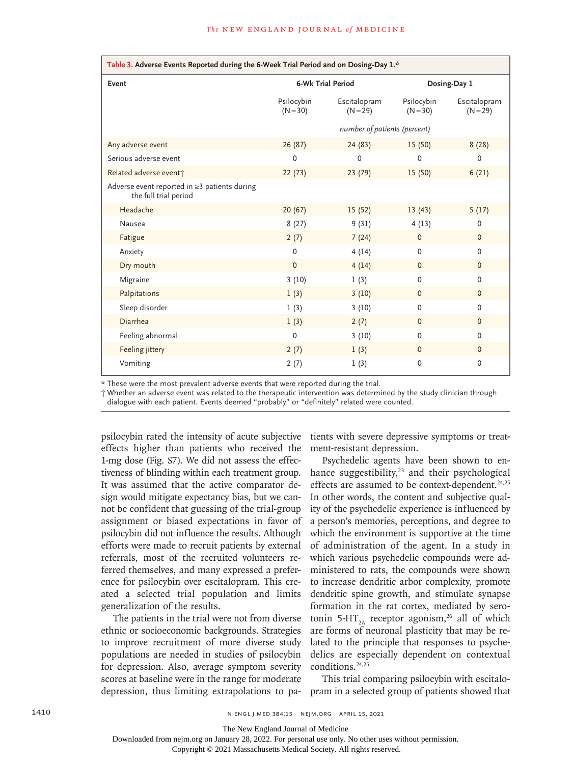**Table 3. Adverse Events Reported during the 6-Week Trial Period and on Dosing-Day 1.***

| Event | 6-Wk Trial Period | | Dosing-Day 1 | |
|---|---|---|---|---|
| | Psilocybin (N=30) | Escitalopram (N=29) | Psilocybin (N=30) | Escitalopram (N=29) |
| | *number of patients (percent)* | | | |
| Any adverse event | 26 (87) | 24 (83) | 15 (50) | 8 (28) |
| Serious adverse event | 0 | 0 | 0 | 0 |
| Related adverse event† | 22 (73) | 23 (79) | 15 (50) | 6 (21) |
| Adverse event reported in ≥3 patients during the full trial period | | | | |
| Headache | 20 (67) | 15 (52) | 13 (43) | 5 (17) |
| Nausea | 8 (27) | 9 (31) | 4 (13) | 0 |
| Fatigue | 2 (7) | 7 (24) | 0 | 0 |
| Anxiety | 0 | 4 (14) | 0 | 0 |
| Dry mouth | 0 | 4 (14) | 0 | 0 |
| Migraine | 3 (10) | 1 (3) | 0 | 0 |
| Palpitations | 1 (3) | 3 (10) | 0 | 0 |
| Sleep disorder | 1 (3) | 3 (10) | 0 | 0 |
| Diarrhea | 1 (3) | 2 (7) | 0 | 0 |
| Feeling abnormal | 0 | 3 (10) | 0 | 0 |
| Feeling jittery | 2 (7) | 1 (3) | 0 | 0 |
| Vomiting | 2 (7) | 1 (3) | 0 | 0 |

\* These were the most prevalent adverse events that were reported during the trial.

† Whether an adverse event was related to the therapeutic intervention was determined by the study clinician through dialogue with each patient. Events deemed "probably" or "definitely" related were counted.

psilocybin rated the intensity of acute subjective effects higher than patients who received the 1-mg dose (Fig. S7). We did not assess the effectiveness of blinding within each treatment group. It was assumed that the active comparator design would mitigate expectancy bias, but we cannot be confident that guessing of the trial-group assignment or biased expectations in favor of psilocybin did not influence the results. Although efforts were made to recruit patients by external referrals, most of the recruited volunteers referred themselves, and many expressed a preference for psilocybin over escitalopram. This created a selected trial population and limits generalization of the results.

The patients in the trial were not from diverse ethnic or socioeconomic backgrounds. Strategies to improve recruitment of more diverse study populations are needed in studies of psilocybin for depression. Also, average symptom severity scores at baseline were in the range for moderate depression, thus limiting extrapolations to patients with severe depressive symptoms or treatment-resistant depression.

Psychedelic agents have been shown to enhance suggestibility,[23] and their psychological effects are assumed to be context-dependent.[24,25] In other words, the content and subjective quality of the psychedelic experience is influenced by a person's memories, perceptions, and degree to which the environment is supportive at the time of administration of the agent. In a study in which various psychedelic compounds were administered to rats, the compounds were shown to increase dendritic arbor complexity, promote dendritic spine growth, and stimulate synapse formation in the rat cortex, mediated by serotonin 5-$HT_{2A}$ receptor agonism,[26] all of which are forms of neuronal plasticity that may be related to the principle that responses to psychedelics are especially dependent on contextual conditions.[24,25]

This trial comparing psilocybin with escitalopram in a selected group of patients showed that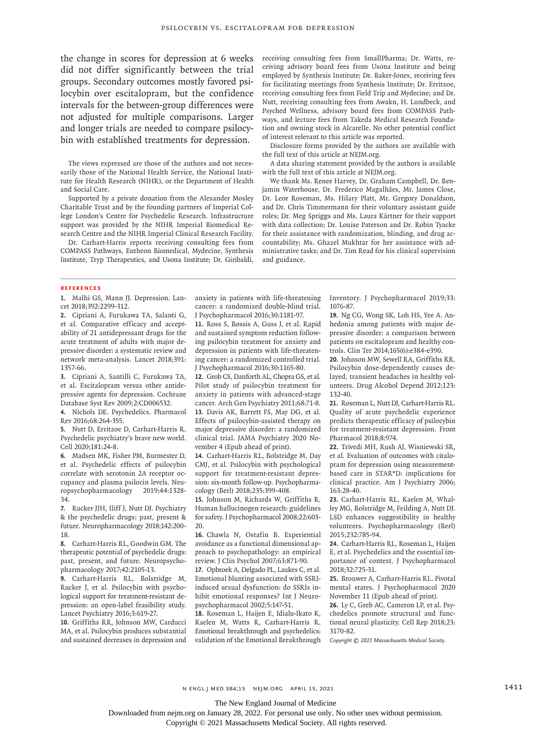the change in scores for depression at 6 weeks did not differ significantly between the trial groups. Secondary outcomes mostly favored psilocybin over escitalopram, but the confidence intervals for the between-group differences were not adjusted for multiple comparisons. Larger and longer trials are needed to compare psilocybin with established treatments for depression.

The views expressed are those of the authors and not necessarily those of the National Health Service, the National Institute for Health Research (NIHR), or the Department of Health and Social Care.

Supported by a private donation from the Alexander Mosley Charitable Trust and by the founding partners of Imperial College London's Centre for Psychedelic Research. Infrastructure support was provided by the NIHR Imperial Biomedical Research Centre and the NIHR Imperial Clinical Research Facility.

Dr. Carhart-Harris reports receiving consulting fees from COMPASS Pathways, Entheon Biomedical, Mydecine, Synthesis Institute, Tryp Therapeutics, and Usona Institute; Dr. Giribaldi, receiving consulting fees from SmallPharma; Dr. Watts, receiving advisory board fees from Usona Institute and being employed by Synthesis Institute; Dr. Baker-Jones, receiving fees for facilitating meetings from Synthesis Institute; Dr. Erritzoe, receiving consulting fees from Field Trip and Mydecine; and Dr. Nutt, receiving consulting fees from Awakn, H. Lundbeck, and Psyched Wellness, advisory board fees from COMPASS Pathways, and lecture fees from Takeda Medical Research Foundation and owning stock in Alcarelle. No other potential conflict of interest relevant to this article was reported.

Disclosure forms provided by the authors are available with the full text of this article at NEJM.org.

A data sharing statement provided by the authors is available with the full text of this article at NEJM.org.

We thank Ms. Renee Harvey, Dr. Graham Campbell, Dr. Benjamin Waterhouse, Dr. Frederico Magalhães, Mr. James Close, Dr. Leor Roseman, Ms. Hilary Platt, Mr. Gregory Donaldson, and Dr. Chris Timmermann for their voluntary assistant guide roles; Dr. Meg Spriggs and Ms. Laura Kärtner for their support with data collection; Dr. Louise Paterson and Dr. Robin Tyacke for their assistance with randomization, blinding, and drug accountability; Ms. Ghazel Mukhtar for her assistance with administrative tasks; and Dr. Tim Read for his clinical supervision and guidance.

## References

1. Malhi GS, Mann JJ. Depression. Lancet 2018;392:2299-312.
2. Cipriani A, Furukawa TA, Salanti G, et al. Comparative efficacy and acceptability of 21 antidepressant drugs for the acute treatment of adults with major depressive disorder: a systematic review and network meta-analysis. Lancet 2018;391:1357-66.
3. Cipriani A, Santilli C, Furukawa TA, et al. Escitalopram versus other antidepressive agents for depression. Cochrane Database Syst Rev 2009;2:CD006532.
4. Nichols DE. Psychedelics. Pharmacol Rev 2016;68:264-355.
5. Nutt D, Erritzoe D, Carhart-Harris R. Psychedelic psychiatry's brave new world. Cell 2020;181:24-8.
6. Madsen MK, Fisher PM, Burmester D, et al. Psychedelic effects of psilocybin correlate with serotonin 2A receptor occupancy and plasma psilocin levels. Neuropsychopharmacology 2019;44:1328-34.
7. Rucker JJH, Iliff J, Nutt DJ. Psychiatry & the psychedelic drugs: past, present & future. Neuropharmacology 2018;142:200-18.
8. Carhart-Harris RL, Goodwin GM. The therapeutic potential of psychedelic drugs: past, present, and future. Neuropsychopharmacology 2017;42:2105-13.
9. Carhart-Harris RL, Bolstridge M, Rucker J, et al. Psilocybin with psychological support for treatment-resistant depression: an open-label feasibility study. Lancet Psychiatry 2016;3:619-27.
10. Griffiths RR, Johnson MW, Carducci MA, et al. Psilocybin produces substantial and sustained decreases in depression and anxiety in patients with life-threatening cancer: a randomized double-blind trial. J Psychopharmacol 2016;30:1181-97.
11. Ross S, Bossis A, Guss J, et al. Rapid and sustained symptom reduction following psilocybin treatment for anxiety and depression in patients with life-threatening cancer: a randomized controlled trial. J Psychopharmacol 2016;30:1165-80.
12. Grob CS, Danforth AL, Chopra GS, et al. Pilot study of psilocybin treatment for anxiety in patients with advanced-stage cancer. Arch Gen Psychiatry 2011;68:71-8.
13. Davis AK, Barrett FS, May DG, et al. Effects of psilocybin-assisted therapy on major depressive disorder: a randomized clinical trial. JAMA Psychiatry 2020 November 4 (Epub ahead of print).
14. Carhart-Harris RL, Bolstridge M, Day CMJ, et al. Psilocybin with psychological support for treatment-resistant depression: six-month follow-up. Psychopharmacology (Berl) 2018;235:399-408.
15. Johnson M, Richards W, Griffiths R. Human hallucinogen research: guidelines for safety. J Psychopharmacol 2008;22:603-20.
16. Chawla N, Ostafin B. Experiential avoidance as a functional dimensional approach to psychopathology: an empirical review. J Clin Psychol 2007;63:871-90.
17. Opbroek A, Delgado PL, Laukes C, et al. Emotional blunting associated with SSRI-induced sexual dysfunction: do SSRIs inhibit emotional responses? Int J Neuropsychopharmacol 2002;5:147-51.
18. Roseman L, Haijen E, Idialu-Ikato K, Kaelen M, Watts R, Carhart-Harris R. Emotional breakthrough and psychedelics: validation of the Emotional Breakthrough Inventory. J Psychopharmacol 2019;33:1076-87.
19. Ng CG, Wong SK, Loh HS, Yee A. Anhedonia among patients with major depressive disorder: a comparison between patients on escitalopram and healthy controls. Clin Ter 2014;165(6):e384-e390.
20. Johnson MW, Sewell RA, Griffiths RR. Psilocybin dose-dependently causes delayed, transient headaches in healthy volunteers. Drug Alcohol Depend 2012;123:132-40.
21. Roseman L, Nutt DJ, Carhart-Harris RL. Quality of acute psychedelic experience predicts therapeutic efficacy of psilocybin for treatment-resistant depression. Front Pharmacol 2018;8:974.
22. Trivedi MH, Rush AJ, Wisniewski SR, et al. Evaluation of outcomes with citalopram for depression using measurement-based care in STAR*D: implications for clinical practice. Am J Psychiatry 2006;163:28-40.
23. Carhart-Harris RL, Kaelen M, Whalley MG, Bolstridge M, Feilding A, Nutt DJ. LSD enhances suggestibility in healthy volunteers. Psychopharmacology (Berl) 2015;232:785-94.
24. Carhart-Harris RL, Roseman L, Haijen E, et al. Psychedelics and the essential importance of context. J Psychopharmacol 2018;32:725-31.
25. Brouwer A, Carhart-Harris RL. Pivotal mental states. J Psychopharmacol 2020 November 11 (Epub ahead of print).
26. Ly C, Greb AC, Cameron LP, et al. Psychedelics promote structural and functional neural plasticity. Cell Rep 2018;23:3170-82.

*Copyright © 2021 Massachusetts Medical Society.*